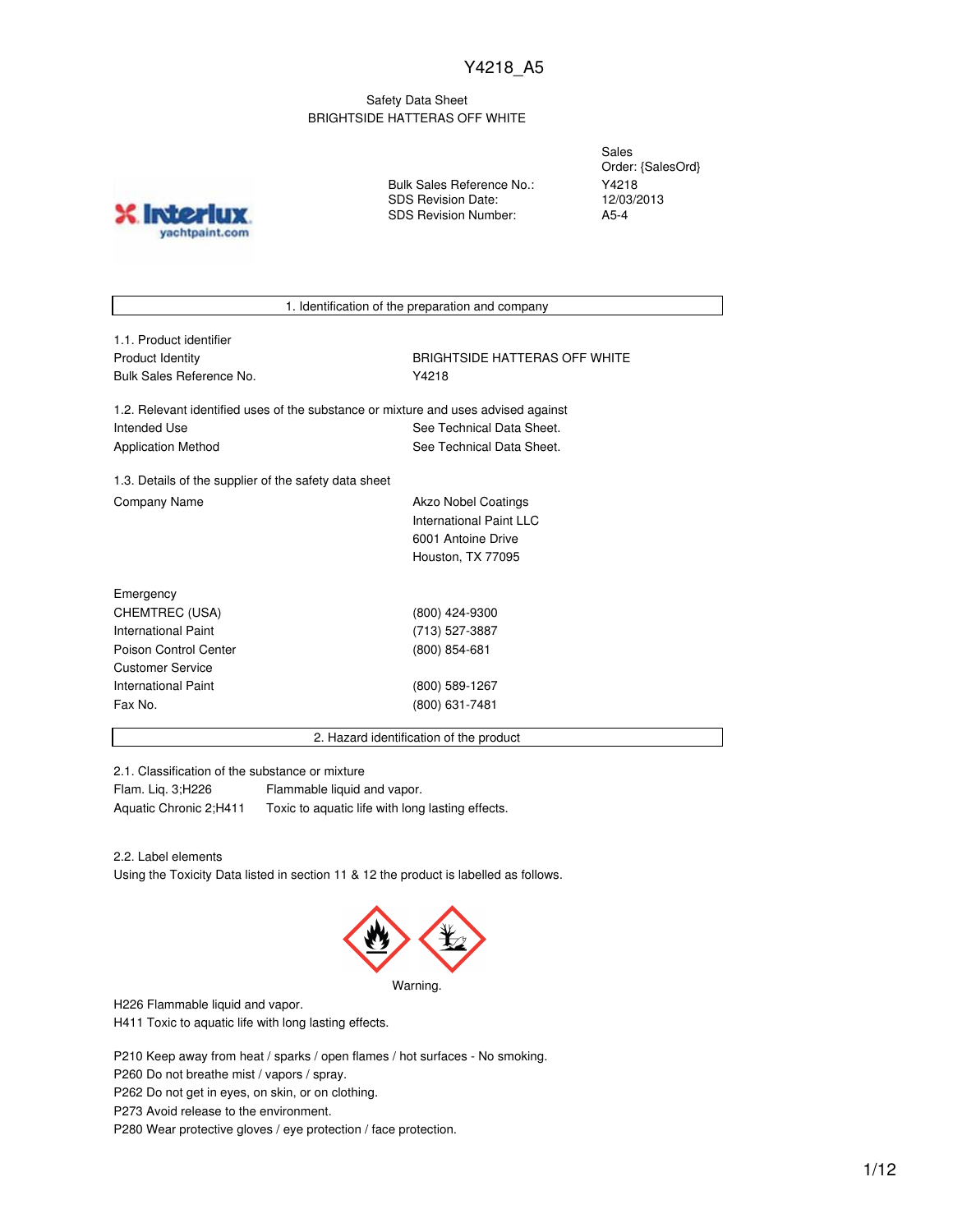Y4218_A5

Safety Data Sheet
BRIGHTSIDE HATTERAS OFF WHITE

| | |
|---|---|
| | Sales Order: {SalesOrd} |
| Bulk Sales Reference No.: | Y4218 |
| SDS Revision Date: | 12/03/2013 |
| SDS Revision Number: | A5-4 |

## 1. Identification of the preparation and company

### 1.1. Product identifier

| | |
|---|---|
| Product Identity | BRIGHTSIDE HATTERAS OFF WHITE |
| Bulk Sales Reference No. | Y4218 |

### 1.2. Relevant identified uses of the substance or mixture and uses advised against

| | |
|---|---|
| Intended Use | See Technical Data Sheet. |
| Application Method | See Technical Data Sheet. |

### 1.3. Details of the supplier of the safety data sheet

| | |
|---|---|
| Company Name | Akzo Nobel Coatings<br>International Paint LLC<br>6001 Antoine Drive<br>Houston, TX 77095 |

| | |
|---|---|
| Emergency | |
| CHEMTREC (USA) | (800) 424-9300 |
| International Paint | (713) 527-3887 |
| Poison Control Center | (800) 854-681 |
| Customer Service | |
| International Paint | (800) 589-1267 |
| Fax No. | (800) 631-7481 |

## 2. Hazard identification of the product

### 2.1. Classification of the substance or mixture

| | |
|---|---|
| Flam. Liq. 3;H226 | Flammable liquid and vapor. |
| Aquatic Chronic 2;H411 | Toxic to aquatic life with long lasting effects. |

### 2.2. Label elements

Using the Toxicity Data listed in section 11 & 12 the product is labelled as follows.

Warning.

H226 Flammable liquid and vapor.
H411 Toxic to aquatic life with long lasting effects.

P210 Keep away from heat / sparks / open flames / hot surfaces - No smoking.
P260 Do not breathe mist / vapors / spray.
P262 Do not get in eyes, on skin, or on clothing.
P273 Avoid release to the environment.
P280 Wear protective gloves / eye protection / face protection.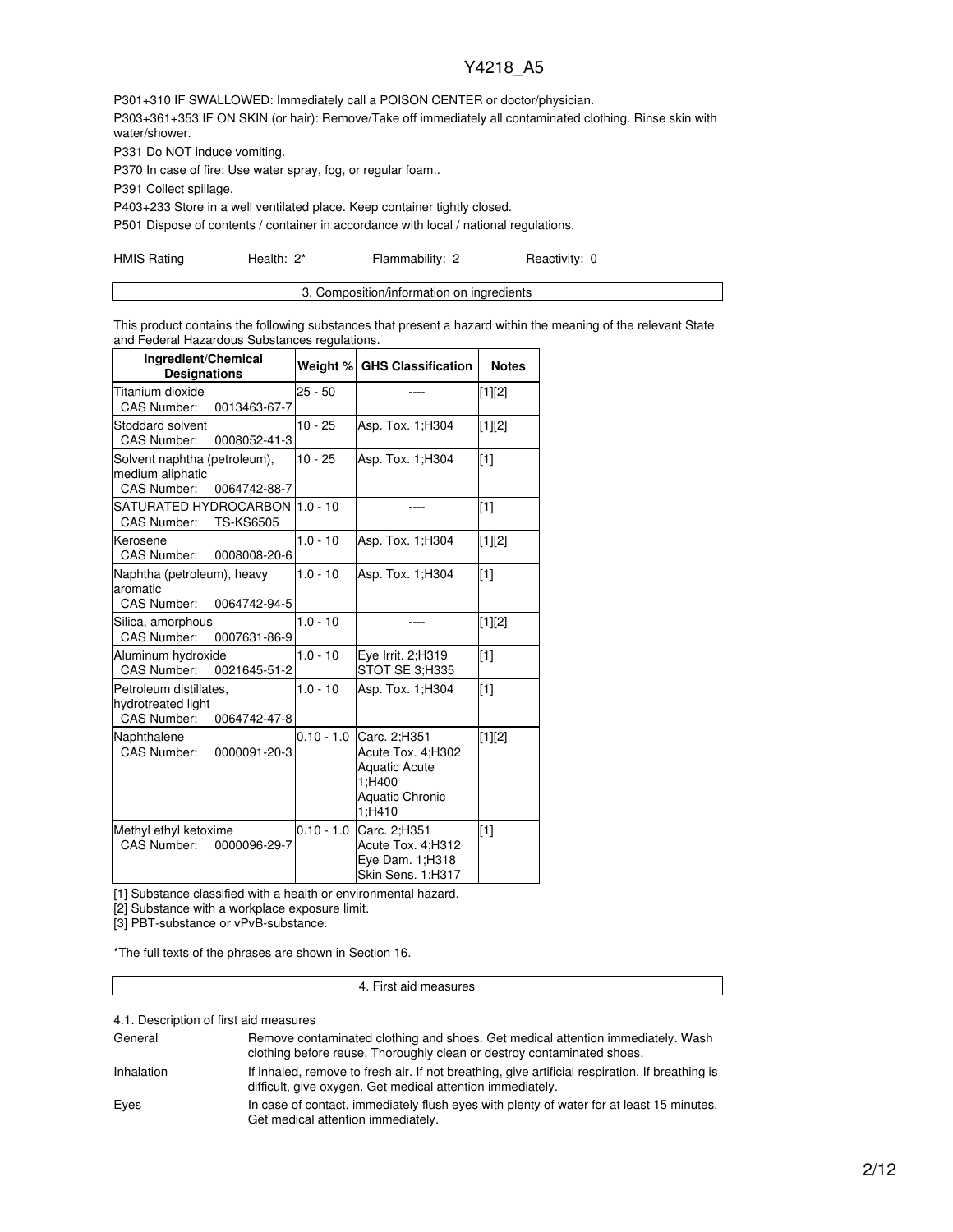P301+310 IF SWALLOWED: Immediately call a POISON CENTER or doctor/physician.

P303+361+353 IF ON SKIN (or hair): Remove/Take off immediately all contaminated clothing. Rinse skin with water/shower.

P331 Do NOT induce vomiting.

P370 In case of fire: Use water spray, fog, or regular foam..

P391 Collect spillage.

P403+233 Store in a well ventilated place. Keep container tightly closed.

P501 Dispose of contents / container in accordance with local / national regulations.

HMIS Rating    Health: 2*    Flammability: 2    Reactivity: 0

## 3. Composition/information on ingredients

This product contains the following substances that present a hazard within the meaning of the relevant State and Federal Hazardous Substances regulations.

| Ingredient/Chemical Designations | Weight % | GHS Classification | Notes |
|---|---|---|---|
| Titanium dioxide<br>CAS Number: 0013463-67-7 | 25 - 50 | ---- | [1][2] |
| Stoddard solvent<br>CAS Number: 0008052-41-3 | 10 - 25 | Asp. Tox. 1;H304 | [1][2] |
| Solvent naphtha (petroleum), medium aliphatic<br>CAS Number: 0064742-88-7 | 10 - 25 | Asp. Tox. 1;H304 | [1] |
| SATURATED HYDROCARBON<br>CAS Number: TS-KS6505 | 1.0 - 10 | ---- | [1] |
| Kerosene<br>CAS Number: 0008008-20-6 | 1.0 - 10 | Asp. Tox. 1;H304 | [1][2] |
| Naphtha (petroleum), heavy aromatic<br>CAS Number: 0064742-94-5 | 1.0 - 10 | Asp. Tox. 1;H304 | [1] |
| Silica, amorphous<br>CAS Number: 0007631-86-9 | 1.0 - 10 | ---- | [1][2] |
| Aluminum hydroxide<br>CAS Number: 0021645-51-2 | 1.0 - 10 | Eye Irrit. 2;H319<br>STOT SE 3;H335 | [1] |
| Petroleum distillates, hydrotreated light<br>CAS Number: 0064742-47-8 | 1.0 - 10 | Asp. Tox. 1;H304 | [1] |
| Naphthalene<br>CAS Number: 0000091-20-3 | 0.10 - 1.0 | Carc. 2;H351<br>Acute Tox. 4;H302<br>Aquatic Acute 1;H400<br>Aquatic Chronic 1;H410 | [1][2] |
| Methyl ethyl ketoxime<br>CAS Number: 0000096-29-7 | 0.10 - 1.0 | Carc. 2;H351<br>Acute Tox. 4;H312<br>Eye Dam. 1;H318<br>Skin Sens. 1;H317 | [1] |

[1] Substance classified with a health or environmental hazard.

[2] Substance with a workplace exposure limit.

[3] PBT-substance or vPvB-substance.

*The full texts of the phrases are shown in Section 16.

## 4. First aid measures

4.1. Description of first aid measures

| | |
|---|---|
| General | Remove contaminated clothing and shoes. Get medical attention immediately. Wash clothing before reuse. Thoroughly clean or destroy contaminated shoes. |
| Inhalation | If inhaled, remove to fresh air. If not breathing, give artificial respiration. If breathing is difficult, give oxygen. Get medical attention immediately. |
| Eyes | In case of contact, immediately flush eyes with plenty of water for at least 15 minutes. Get medical attention immediately. |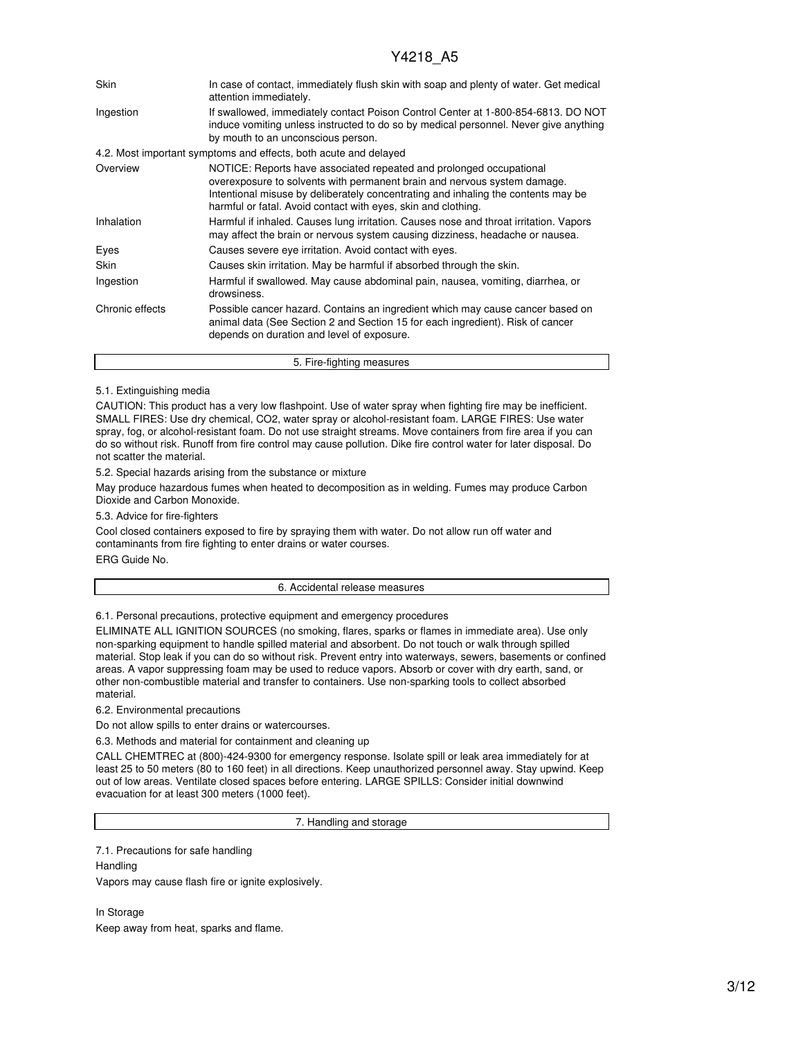| | |
|---|---|
| Skin | In case of contact, immediately flush skin with soap and plenty of water. Get medical attention immediately. |
| Ingestion | If swallowed, immediately contact Poison Control Center at 1-800-854-6813. DO NOT induce vomiting unless instructed to do so by medical personnel. Never give anything by mouth to an unconscious person. |

4.2. Most important symptoms and effects, both acute and delayed

| | |
|---|---|
| Overview | NOTICE: Reports have associated repeated and prolonged occupational overexposure to solvents with permanent brain and nervous system damage. Intentional misuse by deliberately concentrating and inhaling the contents may be harmful or fatal. Avoid contact with eyes, skin and clothing. |
| Inhalation | Harmful if inhaled. Causes lung irritation. Causes nose and throat irritation. Vapors may affect the brain or nervous system causing dizziness, headache or nausea. |
| Eyes | Causes severe eye irritation. Avoid contact with eyes. |
| Skin | Causes skin irritation. May be harmful if absorbed through the skin. |
| Ingestion | Harmful if swallowed. May cause abdominal pain, nausea, vomiting, diarrhea, or drowsiness. |
| Chronic effects | Possible cancer hazard. Contains an ingredient which may cause cancer based on animal data (See Section 2 and Section 15 for each ingredient). Risk of cancer depends on duration and level of exposure. |

## 5. Fire-fighting measures

5.1. Extinguishing media

CAUTION: This product has a very low flashpoint. Use of water spray when fighting fire may be inefficient. SMALL FIRES: Use dry chemical, CO2, water spray or alcohol-resistant foam. LARGE FIRES: Use water spray, fog, or alcohol-resistant foam. Do not use straight streams. Move containers from fire area if you can do so without risk. Runoff from fire control may cause pollution. Dike fire control water for later disposal. Do not scatter the material.

5.2. Special hazards arising from the substance or mixture

May produce hazardous fumes when heated to decomposition as in welding. Fumes may produce Carbon Dioxide and Carbon Monoxide.

5.3. Advice for fire-fighters

Cool closed containers exposed to fire by spraying them with water. Do not allow run off water and contaminants from fire fighting to enter drains or water courses.

ERG Guide No.

## 6. Accidental release measures

6.1. Personal precautions, protective equipment and emergency procedures

ELIMINATE ALL IGNITION SOURCES (no smoking, flares, sparks or flames in immediate area). Use only non-sparking equipment to handle spilled material and absorbent. Do not touch or walk through spilled material. Stop leak if you can do so without risk. Prevent entry into waterways, sewers, basements or confined areas. A vapor suppressing foam may be used to reduce vapors. Absorb or cover with dry earth, sand, or other non-combustible material and transfer to containers. Use non-sparking tools to collect absorbed material.

6.2. Environmental precautions

Do not allow spills to enter drains or watercourses.

6.3. Methods and material for containment and cleaning up

CALL CHEMTREC at (800)-424-9300 for emergency response. Isolate spill or leak area immediately for at least 25 to 50 meters (80 to 160 feet) in all directions. Keep unauthorized personnel away. Stay upwind. Keep out of low areas. Ventilate closed spaces before entering. LARGE SPILLS: Consider initial downwind evacuation for at least 300 meters (1000 feet).

## 7. Handling and storage

7.1. Precautions for safe handling

Handling

Vapors may cause flash fire or ignite explosively.

In Storage

Keep away from heat, sparks and flame.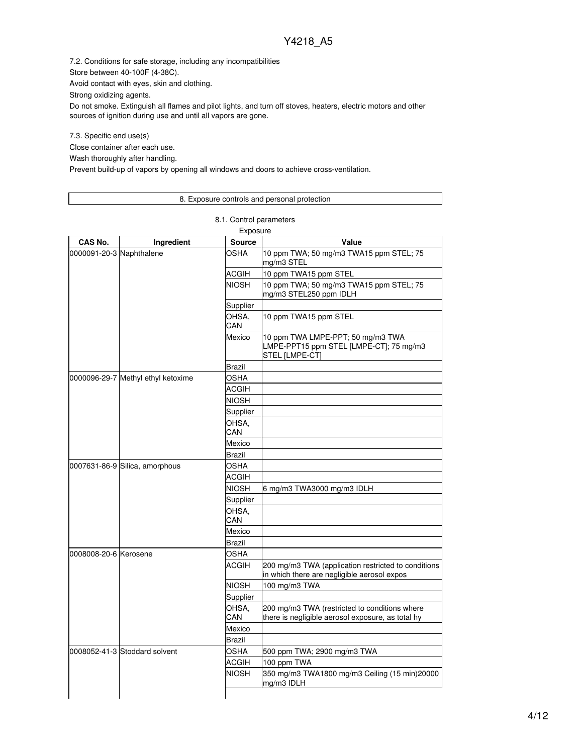7.2. Conditions for safe storage, including any incompatibilities

Store between 40-100F (4-38C).

Avoid contact with eyes, skin and clothing.

Strong oxidizing agents.

Do not smoke. Extinguish all flames and pilot lights, and turn off stoves, heaters, electric motors and other sources of ignition during use and until all vapors are gone.

7.3. Specific end use(s)

Close container after each use.

Wash thoroughly after handling.

Prevent build-up of vapors by opening all windows and doors to achieve cross-ventilation.

## 8. Exposure controls and personal protection

### 8.1. Control parameters

Exposure

| CAS No. | Ingredient | Source | Value |
|---|---|---|---|
| 0000091-20-3 | Naphthalene | OSHA | 10 ppm TWA; 50 mg/m3 TWA15 ppm STEL; 75 mg/m3 STEL |
| | | ACGIH | 10 ppm TWA15 ppm STEL |
| | | NIOSH | 10 ppm TWA; 50 mg/m3 TWA15 ppm STEL; 75 mg/m3 STEL250 ppm IDLH |
| | | Supplier | |
| | | OHSA, CAN | 10 ppm TWA15 ppm STEL |
| | | Mexico | 10 ppm TWA LMPE-PPT; 50 mg/m3 TWA LMPE-PPT15 ppm STEL [LMPE-CT]; 75 mg/m3 STEL [LMPE-CT] |
| | | Brazil | |
| 0000096-29-7 | Methyl ethyl ketoxime | OSHA | |
| | | ACGIH | |
| | | NIOSH | |
| | | Supplier | |
| | | OHSA, CAN | |
| | | Mexico | |
| | | Brazil | |
| 0007631-86-9 | Silica, amorphous | OSHA | |
| | | ACGIH | |
| | | NIOSH | 6 mg/m3 TWA3000 mg/m3 IDLH |
| | | Supplier | |
| | | OHSA, CAN | |
| | | Mexico | |
| | | Brazil | |
| 0008008-20-6 | Kerosene | OSHA | |
| | | ACGIH | 200 mg/m3 TWA (application restricted to conditions in which there are negligible aerosol expos |
| | | NIOSH | 100 mg/m3 TWA |
| | | Supplier | |
| | | OHSA, CAN | 200 mg/m3 TWA (restricted to conditions where there is negligible aerosol exposure, as total hy |
| | | Mexico | |
| | | Brazil | |
| 0008052-41-3 | Stoddard solvent | OSHA | 500 ppm TWA; 2900 mg/m3 TWA |
| | | ACGIH | 100 ppm TWA |
| | | NIOSH | 350 mg/m3 TWA1800 mg/m3 Ceiling (15 min)20000 mg/m3 IDLH |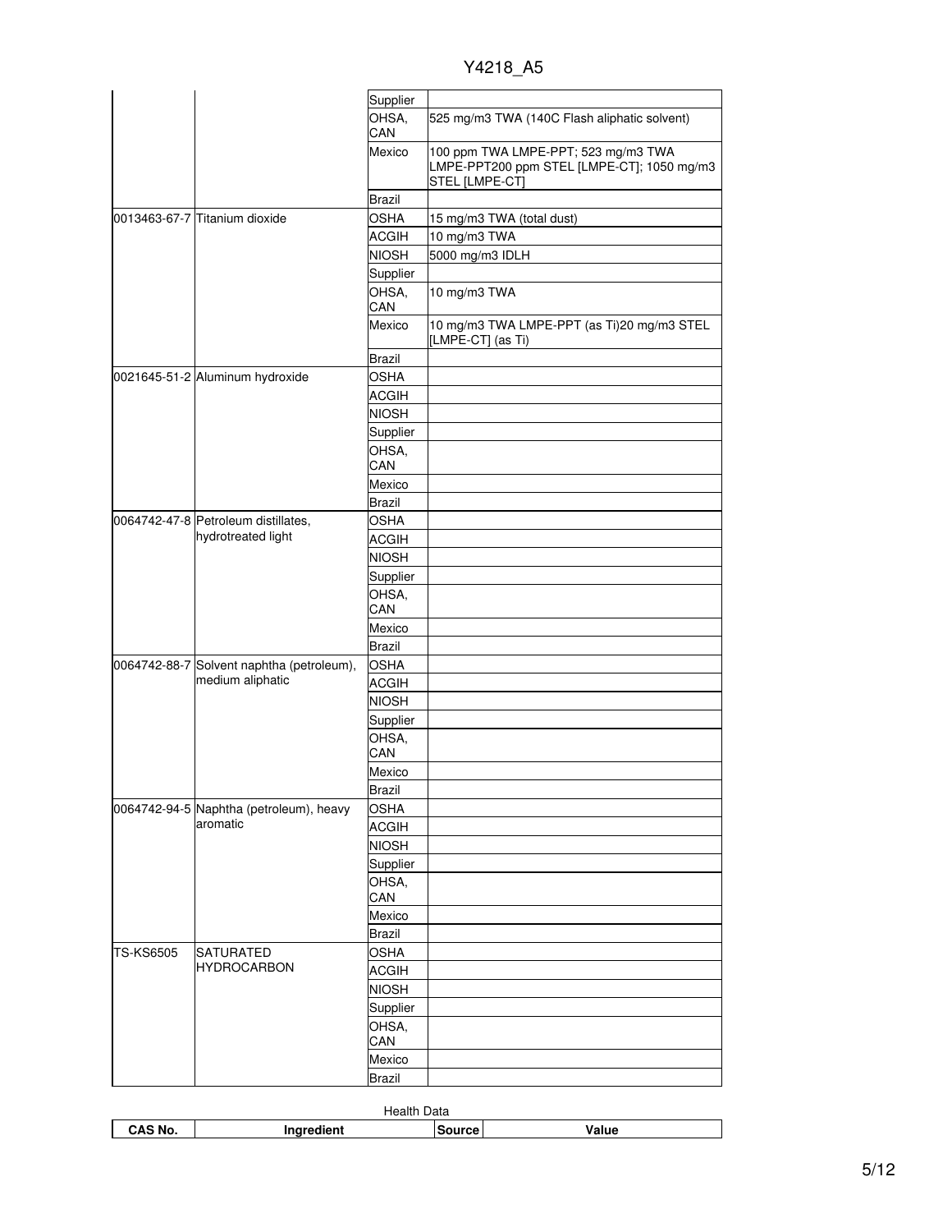| CAS No. | Ingredient | Source | Value |
|---|---|---|---|
| | | Supplier | |
| | | OHSA, CAN | 525 mg/m3 TWA (140C Flash aliphatic solvent) |
| | | Mexico | 100 ppm TWA LMPE-PPT; 523 mg/m3 TWA LMPE-PPT200 ppm STEL [LMPE-CT]; 1050 mg/m3 STEL [LMPE-CT] |
| | | Brazil | |
| 0013463-67-7 | Titanium dioxide | OSHA | 15 mg/m3 TWA (total dust) |
| | | ACGIH | 10 mg/m3 TWA |
| | | NIOSH | 5000 mg/m3 IDLH |
| | | Supplier | |
| | | OHSA, CAN | 10 mg/m3 TWA |
| | | Mexico | 10 mg/m3 TWA LMPE-PPT (as Ti)20 mg/m3 STEL [LMPE-CT] (as Ti) |
| | | Brazil | |
| 0021645-51-2 | Aluminum hydroxide | OSHA | |
| | | ACGIH | |
| | | NIOSH | |
| | | Supplier | |
| | | OHSA, CAN | |
| | | Mexico | |
| | | Brazil | |
| 0064742-47-8 | Petroleum distillates, hydrotreated light | OSHA | |
| | | ACGIH | |
| | | NIOSH | |
| | | Supplier | |
| | | OHSA, CAN | |
| | | Mexico | |
| | | Brazil | |
| 0064742-88-7 | Solvent naphtha (petroleum), medium aliphatic | OSHA | |
| | | ACGIH | |
| | | NIOSH | |
| | | Supplier | |
| | | OHSA, CAN | |
| | | Mexico | |
| | | Brazil | |
| 0064742-94-5 | Naphtha (petroleum), heavy aromatic | OSHA | |
| | | ACGIH | |
| | | NIOSH | |
| | | Supplier | |
| | | OHSA, CAN | |
| | | Mexico | |
| | | Brazil | |
| TS-KS6505 | SATURATED HYDROCARBON | OSHA | |
| | | ACGIH | |
| | | NIOSH | |
| | | Supplier | |
| | | OHSA, CAN | |
| | | Mexico | |
| | | Brazil | |

Health Data

| CAS No. | Ingredient | Source | Value |
|---|---|---|---|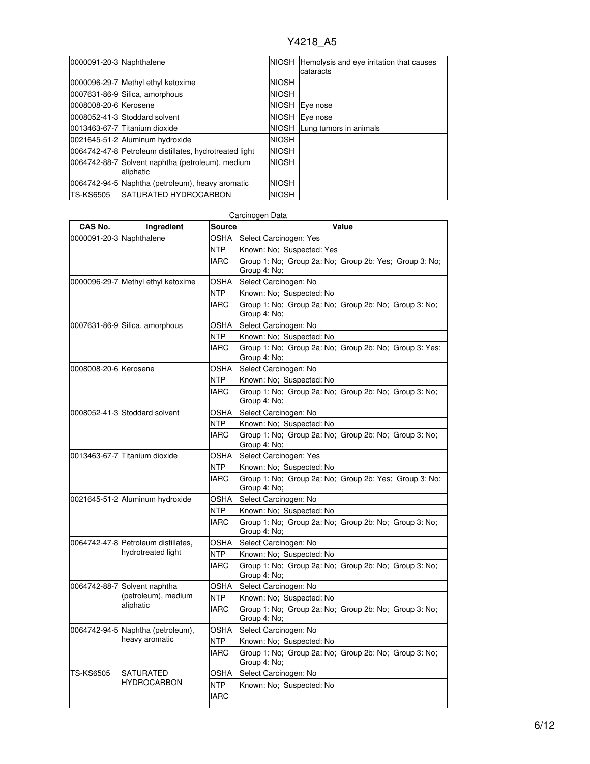| | | | |
|---|---|---|---|
| 0000091-20-3 | Naphthalene | NIOSH | Hemolysis and eye irritation that causes cataracts |
| 0000096-29-7 | Methyl ethyl ketoxime | NIOSH | |
| 0007631-86-9 | Silica, amorphous | NIOSH | |
| 0008008-20-6 | Kerosene | NIOSH | Eye nose |
| 0008052-41-3 | Stoddard solvent | NIOSH | Eye nose |
| 0013463-67-7 | Titanium dioxide | NIOSH | Lung tumors in animals |
| 0021645-51-2 | Aluminum hydroxide | NIOSH | |
| 0064742-47-8 | Petroleum distillates, hydrotreated light | NIOSH | |
| 0064742-88-7 | Solvent naphtha (petroleum), medium aliphatic | NIOSH | |
| 0064742-94-5 | Naphtha (petroleum), heavy aromatic | NIOSH | |
| TS-KS6505 | SATURATED HYDROCARBON | NIOSH | |

Carcinogen Data

| CAS No. | Ingredient | Source | Value |
|---|---|---|---|
| 0000091-20-3 | Naphthalene | OSHA | Select Carcinogen: Yes |
| | | NTP | Known: No; Suspected: Yes |
| | | IARC | Group 1: No; Group 2a: No; Group 2b: Yes; Group 3: No; Group 4: No; |
| 0000096-29-7 | Methyl ethyl ketoxime | OSHA | Select Carcinogen: No |
| | | NTP | Known: No; Suspected: No |
| | | IARC | Group 1: No; Group 2a: No; Group 2b: No; Group 3: No; Group 4: No; |
| 0007631-86-9 | Silica, amorphous | OSHA | Select Carcinogen: No |
| | | NTP | Known: No; Suspected: No |
| | | IARC | Group 1: No; Group 2a: No; Group 2b: No; Group 3: Yes; Group 4: No; |
| 0008008-20-6 | Kerosene | OSHA | Select Carcinogen: No |
| | | NTP | Known: No; Suspected: No |
| | | IARC | Group 1: No; Group 2a: No; Group 2b: No; Group 3: No; Group 4: No; |
| 0008052-41-3 | Stoddard solvent | OSHA | Select Carcinogen: No |
| | | NTP | Known: No; Suspected: No |
| | | IARC | Group 1: No; Group 2a: No; Group 2b: No; Group 3: No; Group 4: No; |
| 0013463-67-7 | Titanium dioxide | OSHA | Select Carcinogen: Yes |
| | | NTP | Known: No; Suspected: No |
| | | IARC | Group 1: No; Group 2a: No; Group 2b: Yes; Group 3: No; Group 4: No; |
| 0021645-51-2 | Aluminum hydroxide | OSHA | Select Carcinogen: No |
| | | NTP | Known: No; Suspected: No |
| | | IARC | Group 1: No; Group 2a: No; Group 2b: No; Group 3: No; Group 4: No; |
| 0064742-47-8 | Petroleum distillates, hydrotreated light | OSHA | Select Carcinogen: No |
| | | NTP | Known: No; Suspected: No |
| | | IARC | Group 1: No; Group 2a: No; Group 2b: No; Group 3: No; Group 4: No; |
| 0064742-88-7 | Solvent naphtha (petroleum), medium aliphatic | OSHA | Select Carcinogen: No |
| | | NTP | Known: No; Suspected: No |
| | | IARC | Group 1: No; Group 2a: No; Group 2b: No; Group 3: No; Group 4: No; |
| 0064742-94-5 | Naphtha (petroleum), heavy aromatic | OSHA | Select Carcinogen: No |
| | | NTP | Known: No; Suspected: No |
| | | IARC | Group 1: No; Group 2a: No; Group 2b: No; Group 3: No; Group 4: No; |
| TS-KS6505 | SATURATED HYDROCARBON | OSHA | Select Carcinogen: No |
| | | NTP | Known: No; Suspected: No |
| | | IARC | |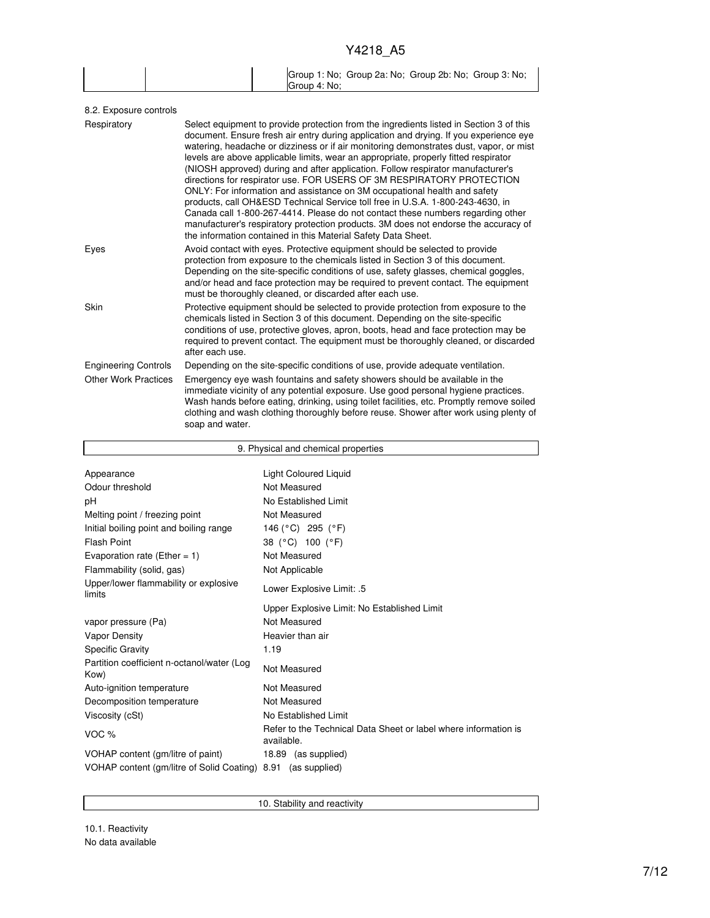| | | Group 1: No; Group 2a: No; Group 2b: No; Group 3: No; Group 4: No; |
|---|---|---|

8.2. Exposure controls

| | |
|---|---|
| Respiratory | Select equipment to provide protection from the ingredients listed in Section 3 of this document. Ensure fresh air entry during application and drying. If you experience eye watering, headache or dizziness or if air monitoring demonstrates dust, vapor, or mist levels are above applicable limits, wear an appropriate, properly fitted respirator (NIOSH approved) during and after application. Follow respirator manufacturer's directions for respirator use. FOR USERS OF 3M RESPIRATORY PROTECTION ONLY: For information and assistance on 3M occupational health and safety products, call OH&ESD Technical Service toll free in U.S.A. 1-800-243-4630, in Canada call 1-800-267-4414. Please do not contact these numbers regarding other manufacturer's respiratory protection products. 3M does not endorse the accuracy of the information contained in this Material Safety Data Sheet. |
| Eyes | Avoid contact with eyes. Protective equipment should be selected to provide protection from exposure to the chemicals listed in Section 3 of this document. Depending on the site-specific conditions of use, safety glasses, chemical goggles, and/or head and face protection may be required to prevent contact. The equipment must be thoroughly cleaned, or discarded after each use. |
| Skin | Protective equipment should be selected to provide protection from exposure to the chemicals listed in Section 3 of this document. Depending on the site-specific conditions of use, protective gloves, apron, boots, head and face protection may be required to prevent contact. The equipment must be thoroughly cleaned, or discarded after each use. |
| Engineering Controls | Depending on the site-specific conditions of use, provide adequate ventilation. |
| Other Work Practices | Emergency eye wash fountains and safety showers should be available in the immediate vicinity of any potential exposure. Use good personal hygiene practices. Wash hands before eating, drinking, using toilet facilities, etc. Promptly remove soiled clothing and wash clothing thoroughly before reuse. Shower after work using plenty of soap and water. |

## 9. Physical and chemical properties

| | |
|---|---|
| Appearance | Light Coloured Liquid |
| Odour threshold | Not Measured |
| pH | No Established Limit |
| Melting point / freezing point | Not Measured |
| Initial boiling point and boiling range | 146 (°C) 295 (°F) |
| Flash Point | 38 (°C) 100 (°F) |
| Evaporation rate (Ether = 1) | Not Measured |
| Flammability (solid, gas) | Not Applicable |
| Upper/lower flammability or explosive limits | Lower Explosive Limit: .5 |
| | Upper Explosive Limit: No Established Limit |
| vapor pressure (Pa) | Not Measured |
| Vapor Density | Heavier than air |
| Specific Gravity | 1.19 |
| Partition coefficient n-octanol/water (Log Kow) | Not Measured |
| Auto-ignition temperature | Not Measured |
| Decomposition temperature | Not Measured |
| Viscosity (cSt) | No Established Limit |
| VOC % | Refer to the Technical Data Sheet or label where information is available. |
| VOHAP content (gm/litre of paint) | 18.89 (as supplied) |
| VOHAP content (gm/litre of Solid Coating) | 8.91 (as supplied) |

## 10. Stability and reactivity

10.1. Reactivity

No data available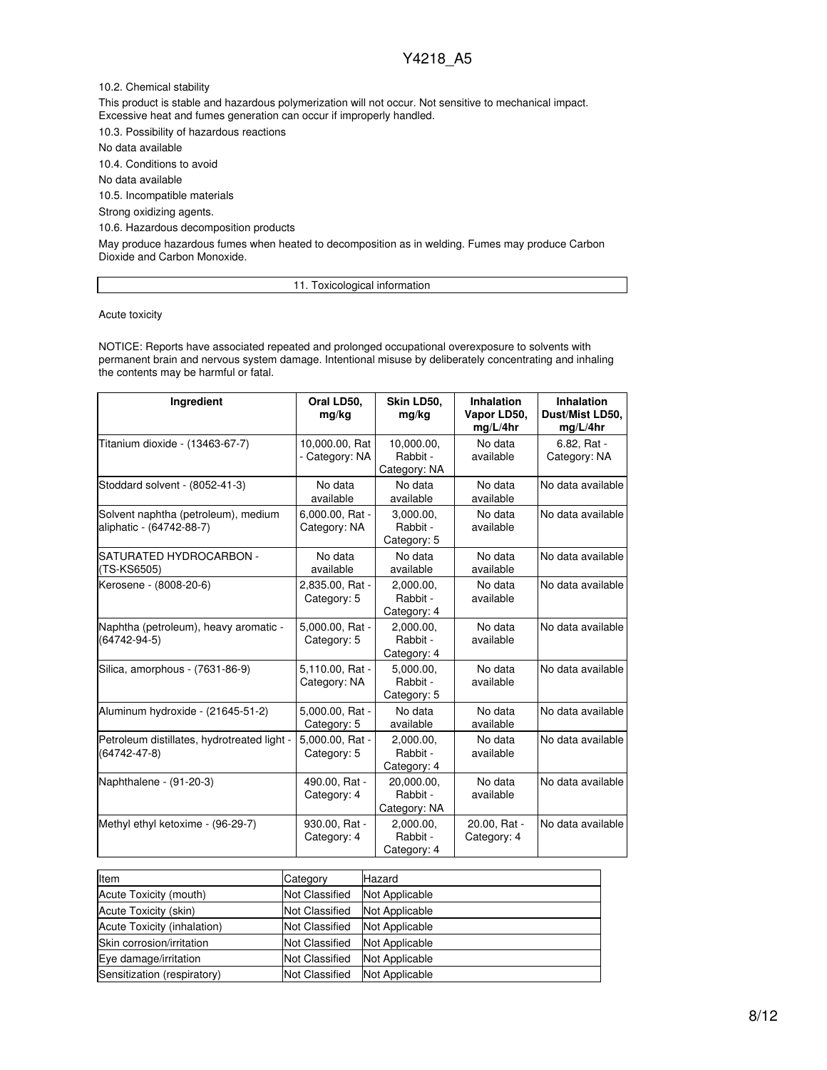10.2. Chemical stability

This product is stable and hazardous polymerization will not occur. Not sensitive to mechanical impact. Excessive heat and fumes generation can occur if improperly handled.

10.3. Possibility of hazardous reactions

No data available

10.4. Conditions to avoid

No data available

10.5. Incompatible materials

Strong oxidizing agents.

10.6. Hazardous decomposition products

May produce hazardous fumes when heated to decomposition as in welding. Fumes may produce Carbon Dioxide and Carbon Monoxide.

## 11. Toxicological information

Acute toxicity

NOTICE: Reports have associated repeated and prolonged occupational overexposure to solvents with permanent brain and nervous system damage. Intentional misuse by deliberately concentrating and inhaling the contents may be harmful or fatal.

| Ingredient | Oral LD50, mg/kg | Skin LD50, mg/kg | Inhalation Vapor LD50, mg/L/4hr | Inhalation Dust/Mist LD50, mg/L/4hr |
|---|---|---|---|---|
| Titanium dioxide - (13463-67-7) | 10,000.00, Rat - Category: NA | 10,000.00, Rabbit - Category: NA | No data available | 6.82, Rat - Category: NA |
| Stoddard solvent - (8052-41-3) | No data available | No data available | No data available | No data available |
| Solvent naphtha (petroleum), medium aliphatic - (64742-88-7) | 6,000.00, Rat - Category: NA | 3,000.00, Rabbit - Category: 5 | No data available | No data available |
| SATURATED HYDROCARBON - (TS-KS6505) | No data available | No data available | No data available | No data available |
| Kerosene - (8008-20-6) | 2,835.00, Rat - Category: 5 | 2,000.00, Rabbit - Category: 4 | No data available | No data available |
| Naphtha (petroleum), heavy aromatic - (64742-94-5) | 5,000.00, Rat - Category: 5 | 2,000.00, Rabbit - Category: 4 | No data available | No data available |
| Silica, amorphous - (7631-86-9) | 5,110.00, Rat - Category: NA | 5,000.00, Rabbit - Category: 5 | No data available | No data available |
| Aluminum hydroxide - (21645-51-2) | 5,000.00, Rat - Category: 5 | No data available | No data available | No data available |
| Petroleum distillates, hydrotreated light - (64742-47-8) | 5,000.00, Rat - Category: 5 | 2,000.00, Rabbit - Category: 4 | No data available | No data available |
| Naphthalene - (91-20-3) | 490.00, Rat - Category: 4 | 20,000.00, Rabbit - Category: NA | No data available | No data available |
| Methyl ethyl ketoxime - (96-29-7) | 930.00, Rat - Category: 4 | 2,000.00, Rabbit - Category: 4 | 20.00, Rat - Category: 4 | No data available |

| Item | Category | Hazard |
|---|---|---|
| Acute Toxicity (mouth) | Not Classified | Not Applicable |
| Acute Toxicity (skin) | Not Classified | Not Applicable |
| Acute Toxicity (inhalation) | Not Classified | Not Applicable |
| Skin corrosion/irritation | Not Classified | Not Applicable |
| Eye damage/irritation | Not Classified | Not Applicable |
| Sensitization (respiratory) | Not Classified | Not Applicable |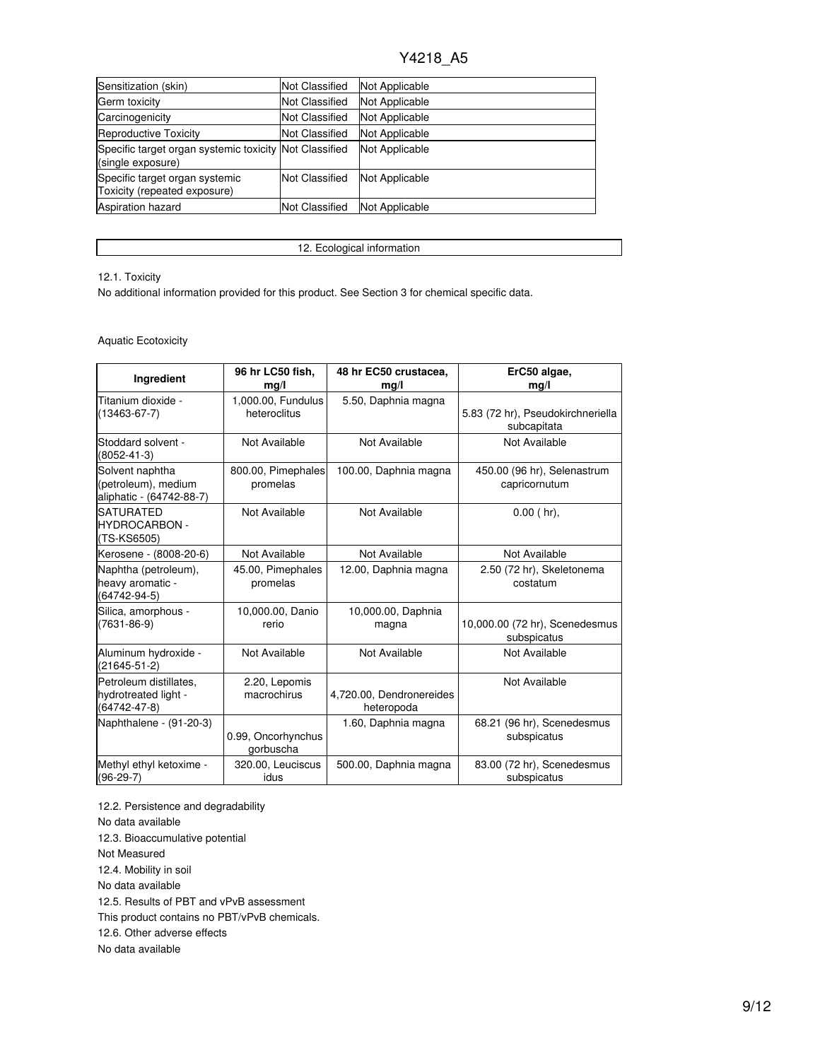| Sensitization (skin) | Not Classified | Not Applicable |
|---|---|---|
| Germ toxicity | Not Classified | Not Applicable |
| Carcinogenicity | Not Classified | Not Applicable |
| Reproductive Toxicity | Not Classified | Not Applicable |
| Specific target organ systemic toxicity (single exposure) | Not Classified | Not Applicable |
| Specific target organ systemic Toxicity (repeated exposure) | Not Classified | Not Applicable |
| Aspiration hazard | Not Classified | Not Applicable |

## 12. Ecological information

12.1. Toxicity

No additional information provided for this product. See Section 3 for chemical specific data.

Aquatic Ecotoxicity

| Ingredient | 96 hr LC50 fish, mg/l | 48 hr EC50 crustacea, mg/l | ErC50 algae, mg/l |
|---|---|---|---|
| Titanium dioxide - (13463-67-7) | 1,000.00, Fundulus heteroclitus | 5.50, Daphnia magna | 5.83 (72 hr), Pseudokirchneriella subcapitata |
| Stoddard solvent - (8052-41-3) | Not Available | Not Available | Not Available |
| Solvent naphtha (petroleum), medium aliphatic - (64742-88-7) | 800.00, Pimephales promelas | 100.00, Daphnia magna | 450.00 (96 hr), Selenastrum capricornutum |
| SATURATED HYDROCARBON - (TS-KS6505) | Not Available | Not Available | 0.00 ( hr), |
| Kerosene - (8008-20-6) | Not Available | Not Available | Not Available |
| Naphtha (petroleum), heavy aromatic - (64742-94-5) | 45.00, Pimephales promelas | 12.00, Daphnia magna | 2.50 (72 hr), Skeletonema costatum |
| Silica, amorphous - (7631-86-9) | 10,000.00, Danio rerio | 10,000.00, Daphnia magna | 10,000.00 (72 hr), Scenedesmus subspicatus |
| Aluminum hydroxide - (21645-51-2) | Not Available | Not Available | Not Available |
| Petroleum distillates, hydrotreated light - (64742-47-8) | 2.20, Lepomis macrochirus | 4,720.00, Dendronereides heteropoda | Not Available |
| Naphthalene - (91-20-3) | 0.99, Oncorhynchus gorbuscha | 1.60, Daphnia magna | 68.21 (96 hr), Scenedesmus subspicatus |
| Methyl ethyl ketoxime - (96-29-7) | 320.00, Leuciscus idus | 500.00, Daphnia magna | 83.00 (72 hr), Scenedesmus subspicatus |

12.2. Persistence and degradability

No data available

12.3. Bioaccumulative potential

Not Measured

12.4. Mobility in soil

No data available

12.5. Results of PBT and vPvB assessment

This product contains no PBT/vPvB chemicals.

12.6. Other adverse effects

No data available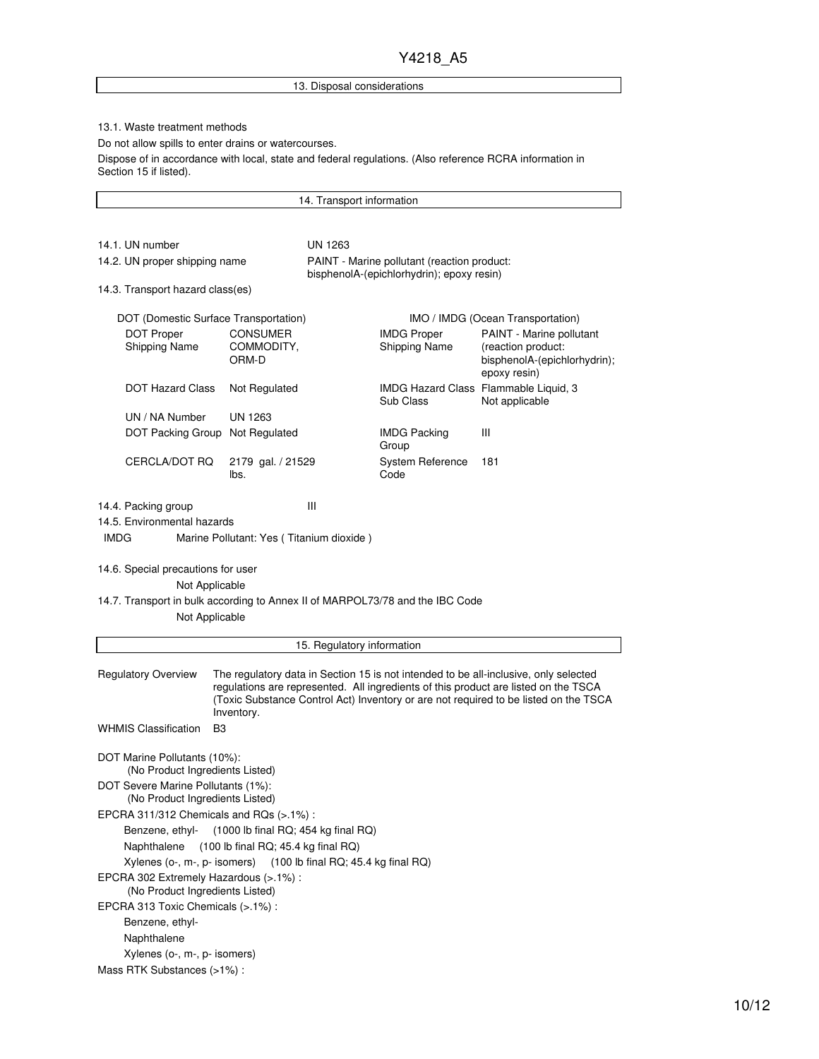## 13. Disposal considerations

13.1. Waste treatment methods

Do not allow spills to enter drains or watercourses.

Dispose of in accordance with local, state and federal regulations. (Also reference RCRA information in Section 15 if listed).

## 14. Transport information

| | |
|---|---|
| 14.1. UN number | UN 1263 |
| 14.2. UN proper shipping name | PAINT - Marine pollutant (reaction product: bisphenolA-(epichlorhydrin); epoxy resin) |

14.3. Transport hazard class(es)

| DOT (Domestic Surface Transportation) | | IMO / IMDG (Ocean Transportation) | |
|---|---|---|---|
| DOT Proper Shipping Name | CONSUMER COMMODITY, ORM-D | IMDG Proper Shipping Name | PAINT - Marine pollutant (reaction product: bisphenolA-(epichlorhydrin); epoxy resin) |
| DOT Hazard Class | Not Regulated | IMDG Hazard Class Sub Class | Flammable Liquid, 3 Not applicable |
| UN / NA Number | UN 1263 | | |
| DOT Packing Group | Not Regulated | IMDG Packing Group | III |
| CERCLA/DOT RQ | 2179 gal. / 21529 lbs. | System Reference Code | 181 |

14.4. Packing group III

14.5. Environmental hazards

IMDG Marine Pollutant: Yes ( Titanium dioxide )

14.6. Special precautions for user

Not Applicable

14.7. Transport in bulk according to Annex II of MARPOL73/78 and the IBC Code

Not Applicable

## 15. Regulatory information

Regulatory Overview: The regulatory data in Section 15 is not intended to be all-inclusive, only selected regulations are represented. All ingredients of this product are listed on the TSCA (Toxic Substance Control Act) Inventory or are not required to be listed on the TSCA Inventory.

WHMIS Classification: B3

DOT Marine Pollutants (10%):
(No Product Ingredients Listed)

DOT Severe Marine Pollutants (1%):
(No Product Ingredients Listed)

EPCRA 311/312 Chemicals and RQs (>.1%) :
- Benzene, ethyl- (1000 lb final RQ; 454 kg final RQ)
- Naphthalene (100 lb final RQ; 45.4 kg final RQ)
- Xylenes (o-, m-, p- isomers) (100 lb final RQ; 45.4 kg final RQ)

EPCRA 302 Extremely Hazardous (>.1%) :
(No Product Ingredients Listed)

EPCRA 313 Toxic Chemicals (>.1%) :
- Benzene, ethyl-
- Naphthalene
- Xylenes (o-, m-, p- isomers)

Mass RTK Substances (>1%) :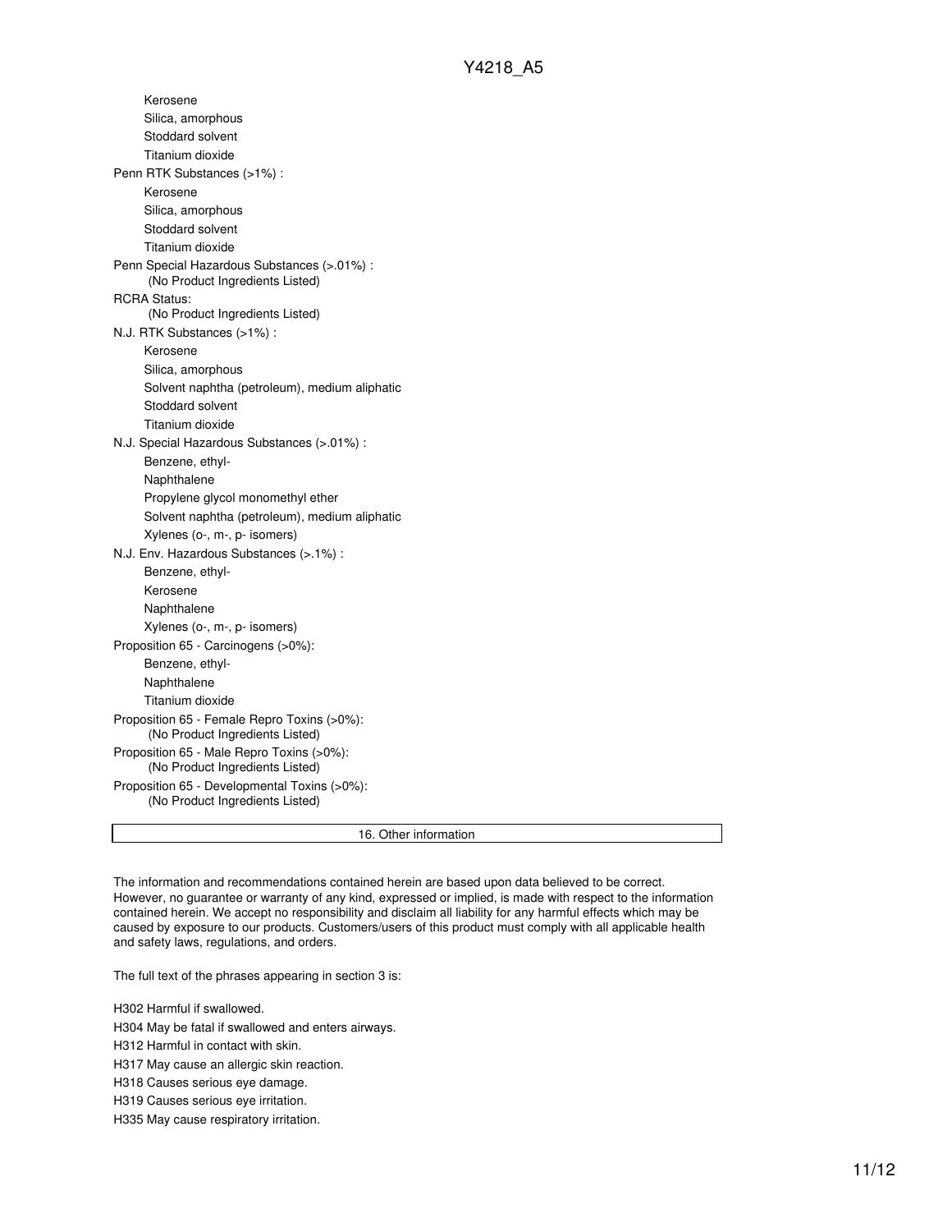Kerosene
Silica, amorphous
Stoddard solvent
Titanium dioxide

Penn RTK Substances (>1%) :

- Kerosene
- Silica, amorphous
- Stoddard solvent
- Titanium dioxide

Penn Special Hazardous Substances (>.01%) :
(No Product Ingredients Listed)

RCRA Status:
(No Product Ingredients Listed)

N.J. RTK Substances (>1%) :

- Kerosene
- Silica, amorphous
- Solvent naphtha (petroleum), medium aliphatic
- Stoddard solvent
- Titanium dioxide

N.J. Special Hazardous Substances (>.01%) :

- Benzene, ethyl-
- Naphthalene
- Propylene glycol monomethyl ether
- Solvent naphtha (petroleum), medium aliphatic
- Xylenes (o-, m-, p- isomers)

N.J. Env. Hazardous Substances (>.1%) :

- Benzene, ethyl-
- Kerosene
- Naphthalene
- Xylenes (o-, m-, p- isomers)

Proposition 65 - Carcinogens (>0%):

- Benzene, ethyl-
- Naphthalene
- Titanium dioxide

Proposition 65 - Female Repro Toxins (>0%):
(No Product Ingredients Listed)

Proposition 65 - Male Repro Toxins (>0%):
(No Product Ingredients Listed)

Proposition 65 - Developmental Toxins (>0%):
(No Product Ingredients Listed)

## 16. Other information

The information and recommendations contained herein are based upon data believed to be correct. However, no guarantee or warranty of any kind, expressed or implied, is made with respect to the information contained herein. We accept no responsibility and disclaim all liability for any harmful effects which may be caused by exposure to our products. Customers/users of this product must comply with all applicable health and safety laws, regulations, and orders.

The full text of the phrases appearing in section 3 is:

H302 Harmful if swallowed.
H304 May be fatal if swallowed and enters airways.
H312 Harmful in contact with skin.
H317 May cause an allergic skin reaction.
H318 Causes serious eye damage.
H319 Causes serious eye irritation.
H335 May cause respiratory irritation.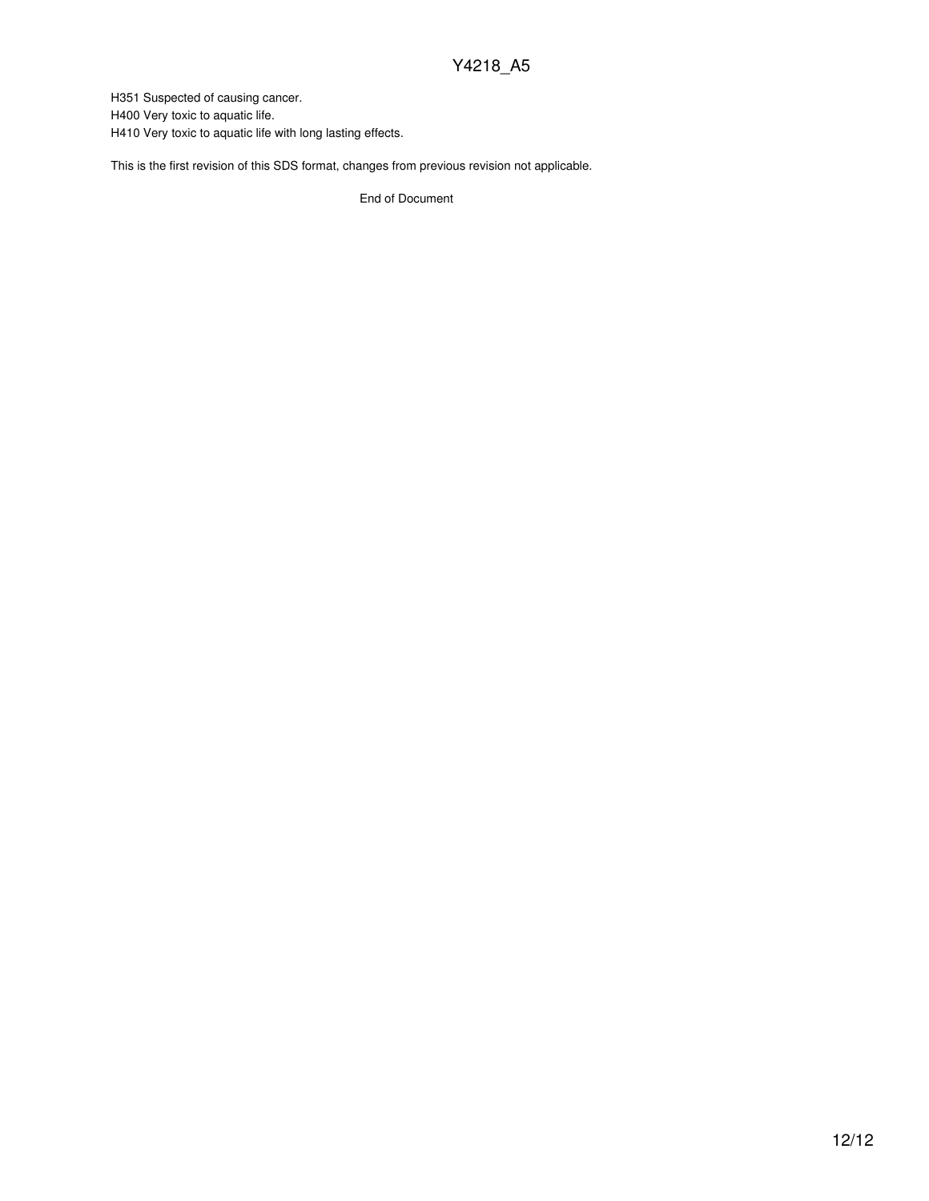H351 Suspected of causing cancer.
H400 Very toxic to aquatic life.
H410 Very toxic to aquatic life with long lasting effects.

This is the first revision of this SDS format, changes from previous revision not applicable.

End of Document